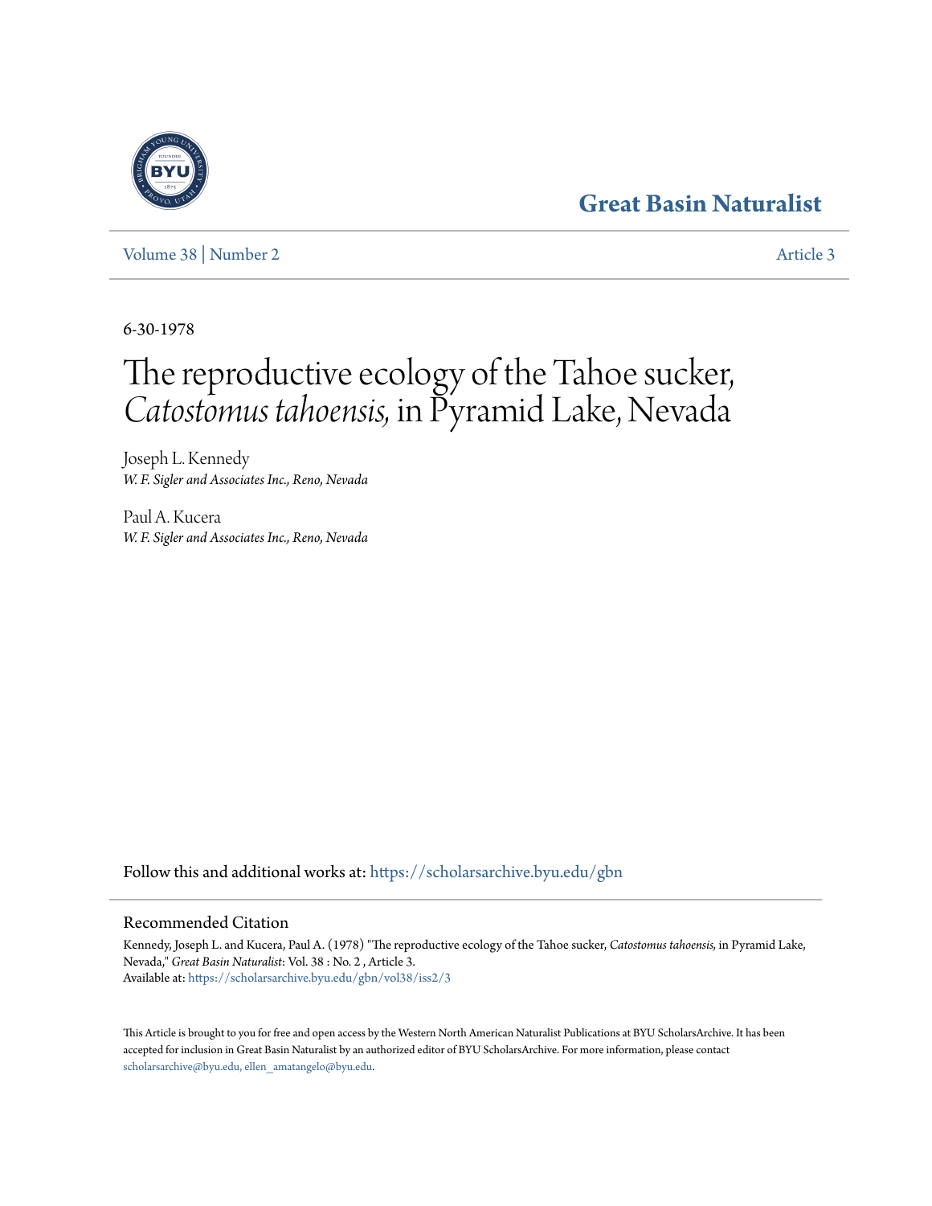Great Basin Naturalist

Volume 38 | Number 2 — Article 3

6-30-1978

# The reproductive ecology of the Tahoe sucker, *Catostomus tahoensis,* in Pyramid Lake, Nevada

Joseph L. Kennedy
*W. F. Sigler and Associates Inc., Reno, Nevada*

Paul A. Kucera
*W. F. Sigler and Associates Inc., Reno, Nevada*

Follow this and additional works at: https://scholarsarchive.byu.edu/gbn

## Recommended Citation

Kennedy, Joseph L. and Kucera, Paul A. (1978) "The reproductive ecology of the Tahoe sucker, *Catostomus tahoensis,* in Pyramid Lake, Nevada," *Great Basin Naturalist*: Vol. 38 : No. 2 , Article 3.
Available at: https://scholarsarchive.byu.edu/gbn/vol38/iss2/3

This Article is brought to you for free and open access by the Western North American Naturalist Publications at BYU ScholarsArchive. It has been accepted for inclusion in Great Basin Naturalist by an authorized editor of BYU ScholarsArchive. For more information, please contact scholarsarchive@byu.edu, ellen_amatangelo@byu.edu.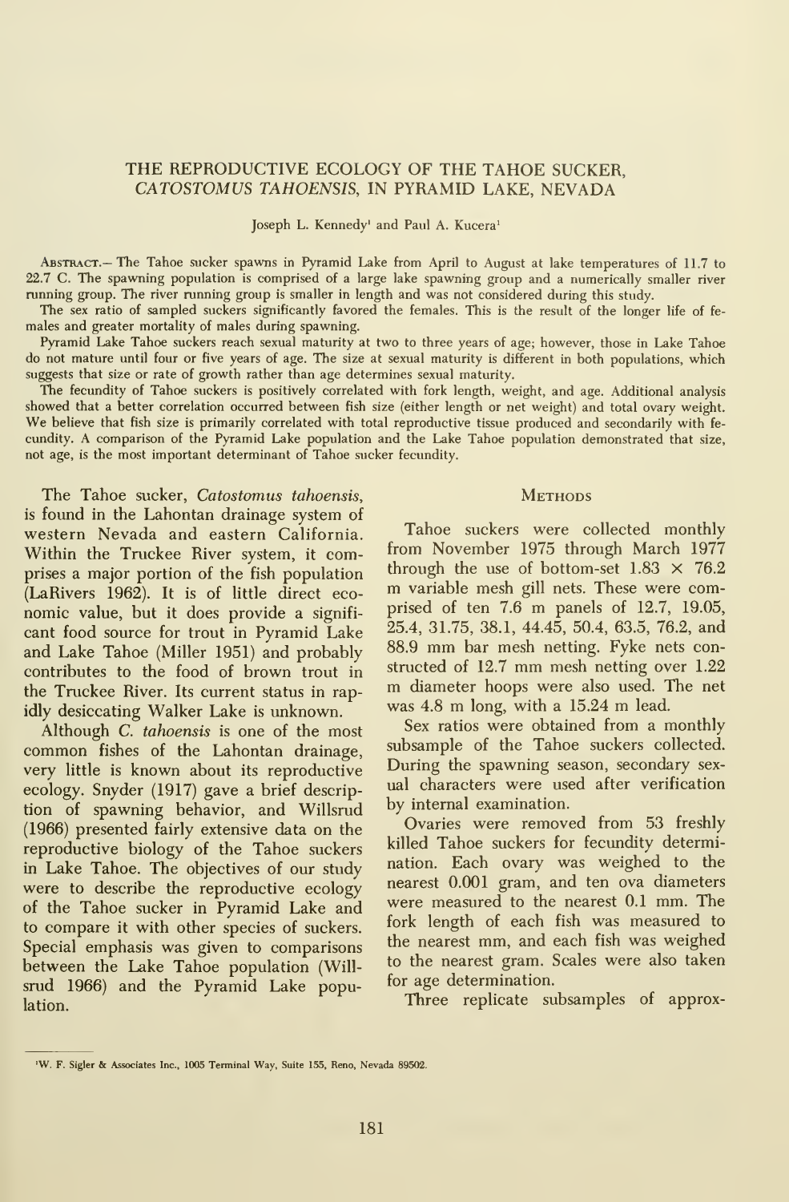# THE REPRODUCTIVE ECOLOGY OF THE TAHOE SUCKER, *CATOSTOMUS TAHOENSIS*, IN PYRAMID LAKE, NEVADA

Joseph L. Kennedy[1] and Paul A. Kucera[1]

ABSTRACT.— The Tahoe sucker spawns in Pyramid Lake from April to August at lake temperatures of 11.7 to 22.7 C. The spawning population is comprised of a large lake spawning group and a numerically smaller river running group. The river running group is smaller in length and was not considered during this study.

The sex ratio of sampled suckers significantly favored the females. This is the result of the longer life of females and greater mortality of males during spawning.

Pyramid Lake Tahoe suckers reach sexual maturity at two to three years of age; however, those in Lake Tahoe do not mature until four or five years of age. The size at sexual maturity is different in both populations, which suggests that size or rate of growth rather than age determines sexual maturity.

The fecundity of Tahoe suckers is positively correlated with fork length, weight, and age. Additional analysis showed that a better correlation occurred between fish size (either length or net weight) and total ovary weight. We believe that fish size is primarily correlated with total reproductive tissue produced and secondarily with fecundity. A comparison of the Pyramid Lake population and the Lake Tahoe population demonstrated that size, not age, is the most important determinant of Tahoe sucker fecundity.

The Tahoe sucker, *Catostomus tahoensis*, is found in the Lahontan drainage system of western Nevada and eastern California. Within the Truckee River system, it comprises a major portion of the fish population (LaRivers 1962). It is of little direct economic value, but it does provide a significant food source for trout in Pyramid Lake and Lake Tahoe (Miller 1951) and probably contributes to the food of brown trout in the Truckee River. Its current status in rapidly desiccating Walker Lake is unknown.

Although *C. tahoensis* is one of the most common fishes of the Lahontan drainage, very little is known about its reproductive ecology. Snyder (1917) gave a brief description of spawning behavior, and Willsrud (1966) presented fairly extensive data on the reproductive biology of the Tahoe suckers in Lake Tahoe. The objectives of our study were to describe the reproductive ecology of the Tahoe sucker in Pyramid Lake and to compare it with other species of suckers. Special emphasis was given to comparisons between the Lake Tahoe population (Willsrud 1966) and the Pyramid Lake population.

## METHODS

Tahoe suckers were collected monthly from November 1975 through March 1977 through the use of bottom-set 1.83 × 76.2 m variable mesh gill nets. These were comprised of ten 7.6 m panels of 12.7, 19.05, 25.4, 31.75, 38.1, 44.45, 50.4, 63.5, 76.2, and 88.9 mm bar mesh netting. Fyke nets constructed of 12.7 mm mesh netting over 1.22 m diameter hoops were also used. The net was 4.8 m long, with a 15.24 m lead.

Sex ratios were obtained from a monthly subsample of the Tahoe suckers collected. During the spawning season, secondary sexual characters were used after verification by internal examination.

Ovaries were removed from 53 freshly killed Tahoe suckers for fecundity determination. Each ovary was weighed to the nearest 0.001 gram, and ten ova diameters were measured to the nearest 0.1 mm. The fork length of each fish was measured to the nearest mm, and each fish was weighed to the nearest gram. Scales were also taken for age determination.

Three replicate subsamples of approx-

[1]W. F. Sigler & Associates Inc., 1005 Terminal Way, Suite 155, Reno, Nevada 89502.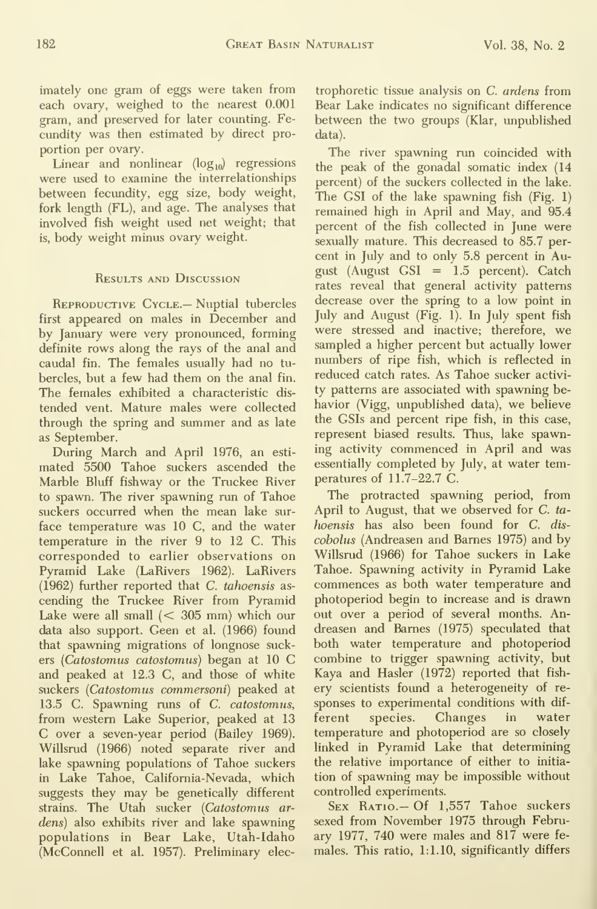imately one gram of eggs were taken from each ovary, weighed to the nearest 0.001 gram, and preserved for later counting. Fecundity was then estimated by direct proportion per ovary.

Linear and nonlinear ($\log_{10}$) regressions were used to examine the interrelationships between fecundity, egg size, body weight, fork length (FL), and age. The analyses that involved fish weight used net weight; that is, body weight minus ovary weight.

## Results and Discussion

**Reproductive Cycle.**— Nuptial tubercles first appeared on males in December and by January were very pronounced, forming definite rows along the rays of the anal and caudal fin. The females usually had no tubercles, but a few had them on the anal fin. The females exhibited a characteristic distended vent. Mature males were collected through the spring and summer and as late as September.

During March and April 1976, an estimated 5500 Tahoe suckers ascended the Marble Bluff fishway or the Truckee River to spawn. The river spawning run of Tahoe suckers occurred when the mean lake surface temperature was 10 C, and the water temperature in the river 9 to 12 C. This corresponded to earlier observations on Pyramid Lake (LaRivers 1962). LaRivers (1962) further reported that *C. tahoensis* ascending the Truckee River from Pyramid Lake were all small (< 305 mm) which our data also support. Geen et al. (1966) found that spawning migrations of longnose suckers (*Catostomus catostomus*) began at 10 C and peaked at 12.3 C, and those of white suckers (*Catostomus commersoni*) peaked at 13.5 C. Spawning runs of *C. catostomus*, from western Lake Superior, peaked at 13 C over a seven-year period (Bailey 1969). Willsrud (1966) noted separate river and lake spawning populations of Tahoe suckers in Lake Tahoe, California-Nevada, which suggests they may be genetically different strains. The Utah sucker (*Catostomus ardens*) also exhibits river and lake spawning populations in Bear Lake, Utah-Idaho (McConnell et al. 1957). Preliminary electrophoretic tissue analysis on *C. ardens* from Bear Lake indicates no significant difference between the two groups (Klar, unpublished data).

The river spawning run coincided with the peak of the gonadal somatic index (14 percent) of the suckers collected in the lake. The GSI of the lake spawning fish (Fig. 1) remained high in April and May, and 95.4 percent of the fish collected in June were sexually mature. This decreased to 85.7 percent in July and to only 5.8 percent in August (August GSI = 1.5 percent). Catch rates reveal that general activity patterns decrease over the spring to a low point in July and August (Fig. 1). In July spent fish were stressed and inactive; therefore, we sampled a higher percent but actually lower numbers of ripe fish, which is reflected in reduced catch rates. As Tahoe sucker activity patterns are associated with spawning behavior (Vigg, unpublished data), we believe the GSIs and percent ripe fish, in this case, represent biased results. Thus, lake spawning activity commenced in April and was essentially completed by July, at water temperatures of 11.7–22.7 C.

The protracted spawning period, from April to August, that we observed for *C. tahoensis* has also been found for *C. discobolus* (Andreasen and Barnes 1975) and by Willsrud (1966) for Tahoe suckers in Lake Tahoe. Spawning activity in Pyramid Lake commences as both water temperature and photoperiod begin to increase and is drawn out over a period of several months. Andreasen and Barnes (1975) speculated that both water temperature and photoperiod combine to trigger spawning activity, but Kaya and Hasler (1972) reported that fishery scientists found a heterogeneity of responses to experimental conditions with different species. Changes in water temperature and photoperiod are so closely linked in Pyramid Lake that determining the relative importance of either to initiation of spawning may be impossible without controlled experiments.

**Sex Ratio.**— Of 1,557 Tahoe suckers sexed from November 1975 through February 1977, 740 were males and 817 were females. This ratio, 1:1.10, significantly differs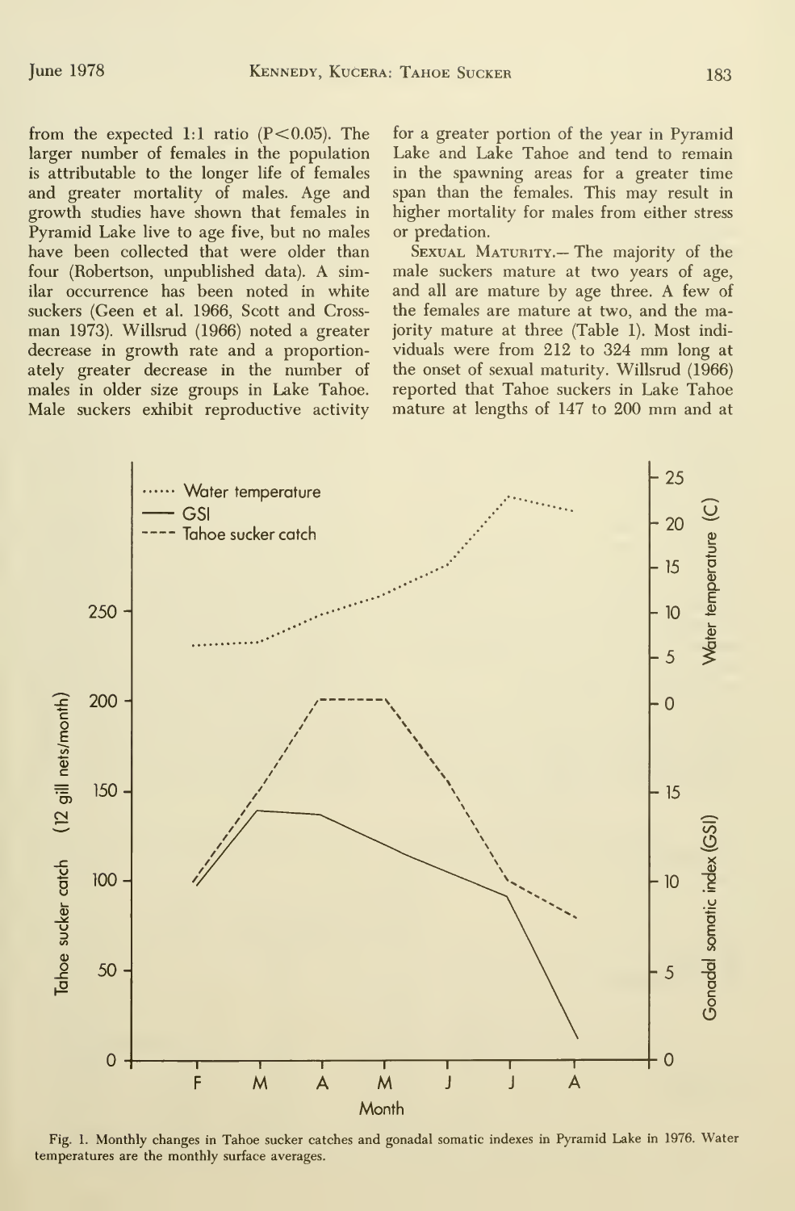from the expected 1:1 ratio ($P<0.05$). The larger number of females in the population is attributable to the longer life of females and greater mortality of males. Age and growth studies have shown that females in Pyramid Lake live to age five, but no males have been collected that were older than four (Robertson, unpublished data). A similar occurrence has been noted in white suckers (Geen et al. 1966, Scott and Crossman 1973). Willsrud (1966) noted a greater decrease in growth rate and a proportionately greater decrease in the number of males in older size groups in Lake Tahoe. Male suckers exhibit reproductive activity for a greater portion of the year in Pyramid Lake and Lake Tahoe and tend to remain in the spawning areas for a greater time span than the females. This may result in higher mortality for males from either stress or predation.

**Sexual Maturity.**— The majority of the male suckers mature at two years of age, and all are mature by age three. A few of the females are mature at two, and the majority mature at three (Table 1). Most individuals were from 212 to 324 mm long at the onset of sexual maturity. Willsrud (1966) reported that Tahoe suckers in Lake Tahoe mature at lengths of 147 to 200 mm and at

Fig. 1. Monthly changes in Tahoe sucker catches and gonadal somatic indexes in Pyramid Lake in 1976. Water temperatures are the monthly surface averages.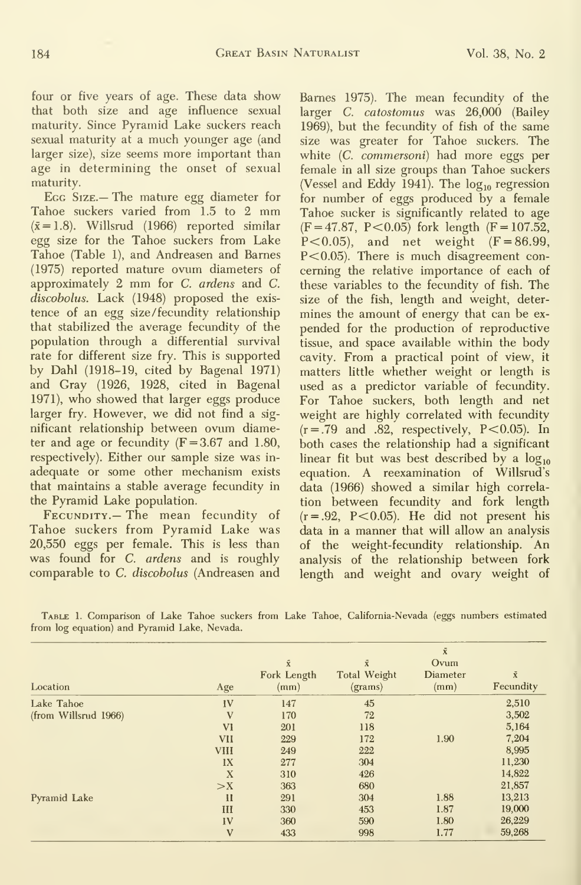four or five years of age. These data show that both size and age influence sexual maturity. Since Pyramid Lake suckers reach sexual maturity at a much younger age (and larger size), size seems more important than age in determining the onset of sexual maturity.

Egg Size.— The mature egg diameter for Tahoe suckers varied from 1.5 to 2 mm ($\bar{x} = 1.8$). Willsrud (1966) reported similar egg size for the Tahoe suckers from Lake Tahoe (Table 1), and Andreasen and Barnes (1975) reported mature ovum diameters of approximately 2 mm for *C. ardens* and *C. discobolus*. Lack (1948) proposed the existence of an egg size/fecundity relationship that stabilized the average fecundity of the population through a differential survival rate for different size fry. This is supported by Dahl (1918–19, cited by Bagenal 1971) and Gray (1926, 1928, cited in Bagenal 1971), who showed that larger eggs produce larger fry. However, we did not find a significant relationship between ovum diameter and age or fecundity ($F = 3.67$ and $1.80$, respectively). Either our sample size was inadequate or some other mechanism exists that maintains a stable average fecundity in the Pyramid Lake population.

Fecundity.— The mean fecundity of Tahoe suckers from Pyramid Lake was 20,550 eggs per female. This is less than was found for *C. ardens* and is roughly comparable to *C. discobolus* (Andreasen and Barnes 1975). The mean fecundity of the larger *C. catostomus* was 26,000 (Bailey 1969), but the fecundity of fish of the same size was greater for Tahoe suckers. The white (*C. commersoni*) had more eggs per female in all size groups than Tahoe suckers (Vessel and Eddy 1941). The $\log_{10}$ regression for number of eggs produced by a female Tahoe sucker is significantly related to age ($F = 47.87$, $P < 0.05$) fork length ($F = 107.52$, $P < 0.05$), and net weight ($F = 86.99$, $P < 0.05$). There is much disagreement concerning the relative importance of each of these variables to the fecundity of fish. The size of the fish, length and weight, determines the amount of energy that can be expended for the production of reproductive tissue, and space available within the body cavity. From a practical point of view, it matters little whether weight or length is used as a predictor variable of fecundity. For Tahoe suckers, both length and net weight are highly correlated with fecundity ($r = .79$ and $.82$, respectively, $P < 0.05$). In both cases the relationship had a significant linear fit but was best described by a $\log_{10}$ equation. A reexamination of Willsrud's data (1966) showed a similar high correlation between fecundity and fork length ($r = .92$, $P < 0.05$). He did not present his data in a manner that will allow an analysis of the weight-fecundity relationship. An analysis of the relationship between fork length and weight and ovary weight of

Table 1. Comparison of Lake Tahoe suckers from Lake Tahoe, California-Nevada (eggs numbers estimated from log equation) and Pyramid Lake, Nevada.

| Location | Age | $\bar{x}$ Fork Length (mm) | $\bar{x}$ Total Weight (grams) | $\bar{x}$ Ovum Diameter (mm) | $\bar{x}$ Fecundity |
|---|---|---|---|---|---|
| Lake Tahoe | IV | 147 | 45 | | 2,510 |
| (from Willsrud 1966) | V | 170 | 72 | | 3,502 |
| | VI | 201 | 118 | | 5,164 |
| | VII | 229 | 172 | 1.90 | 7,204 |
| | VIII | 249 | 222 | | 8,995 |
| | IX | 277 | 304 | | 11,230 |
| | X | 310 | 426 | | 14,822 |
| | >X | 363 | 680 | | 21,857 |
| Pyramid Lake | II | 291 | 304 | 1.88 | 13,213 |
| | III | 330 | 453 | 1.87 | 19,000 |
| | IV | 360 | 590 | 1.80 | 26,229 |
| | V | 433 | 998 | 1.77 | 59,268 |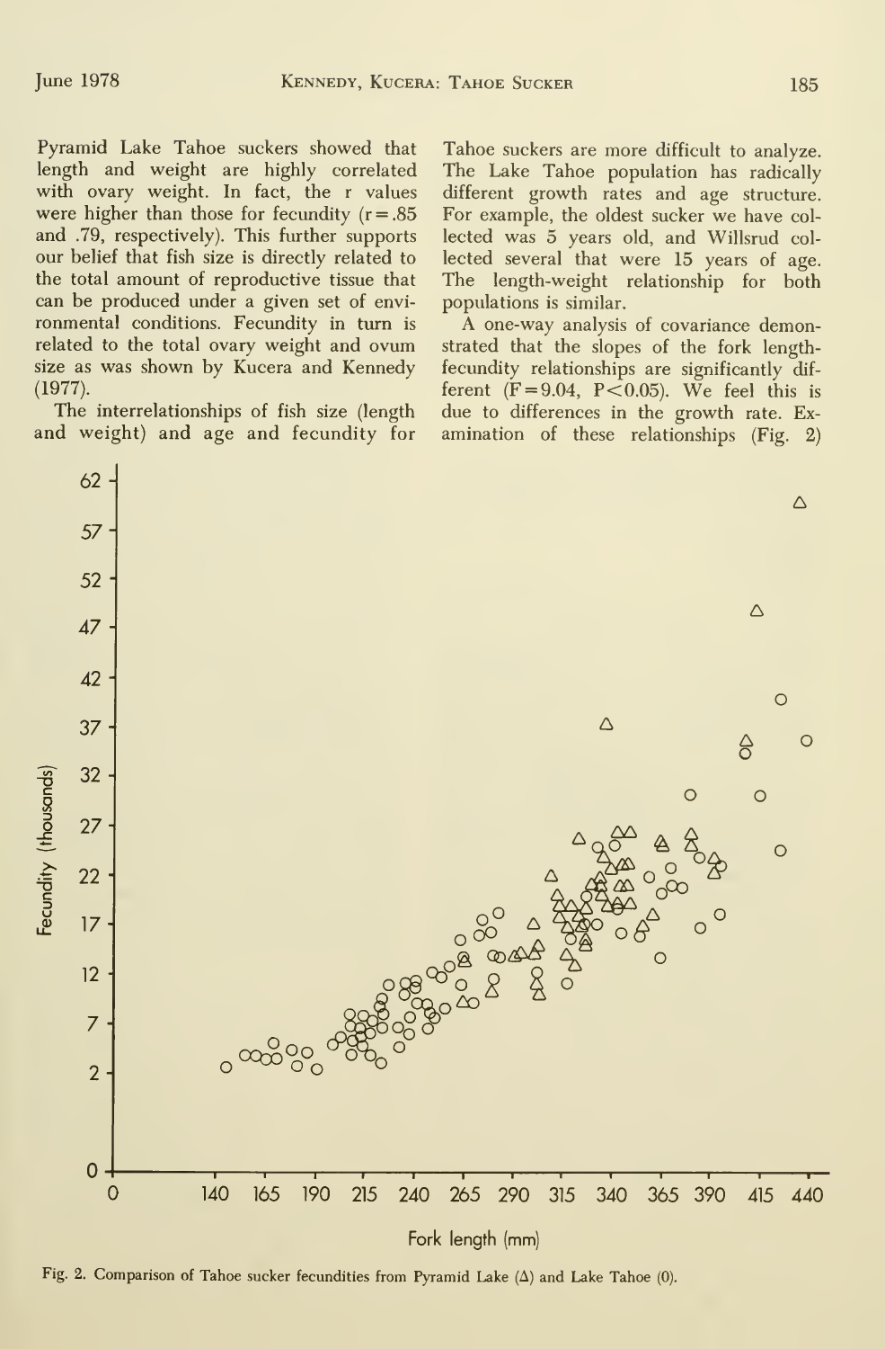Pyramid Lake Tahoe suckers showed that length and weight are highly correlated with ovary weight. In fact, the r values were higher than those for fecundity ($r = .85$ and $.79$, respectively). This further supports our belief that fish size is directly related to the total amount of reproductive tissue that can be produced under a given set of environmental conditions. Fecundity in turn is related to the total ovary weight and ovum size as was shown by Kucera and Kennedy (1977).

The interrelationships of fish size (length and weight) and age and fecundity for Tahoe suckers are more difficult to analyze. The Lake Tahoe population has radically different growth rates and age structure. For example, the oldest sucker we have collected was 5 years old, and Willsrud collected several that were 15 years of age. The length-weight relationship for both populations is similar.

A one-way analysis of covariance demonstrated that the slopes of the fork length-fecundity relationships are significantly different ($F = 9.04$, $P < 0.05$). We feel this is due to differences in the growth rate. Examination of these relationships (Fig. 2)

Fig. 2. Comparison of Tahoe sucker fecundities from Pyramid Lake (Δ) and Lake Tahoe (0).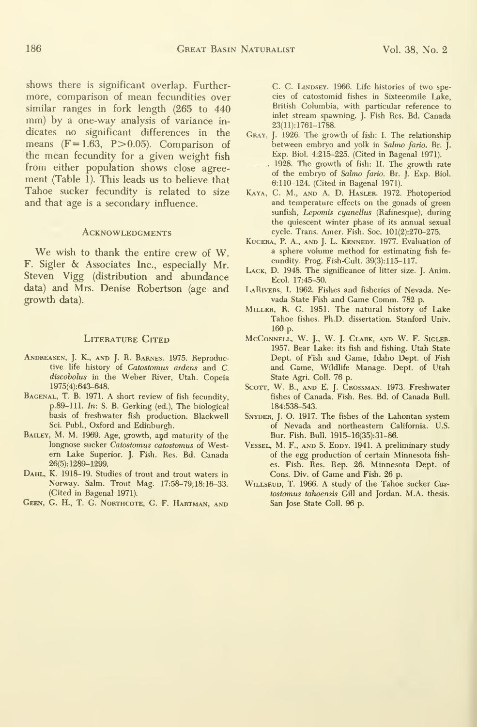shows there is significant overlap. Furthermore, comparison of mean fecundities over similar ranges in fork length (265 to 440 mm) by a one-way analysis of variance indicates no significant differences in the means ($F = 1.63$, $P > 0.05$). Comparison of the mean fecundity for a given weight fish from either population shows close agreement (Table 1). This leads us to believe that Tahoe sucker fecundity is related to size and that age is a secondary influence.

## Acknowledgments

We wish to thank the entire crew of W. F. Sigler & Associates Inc., especially Mr. Steven Vigg (distribution and abundance data) and Mrs. Denise Robertson (age and growth data).

## Literature Cited

Andreasen, J. K., and J. R. Barnes. 1975. Reproductive life history of *Catostomus ardens* and *C. discobolus* in the Weber River, Utah. Copeia 1975(4):643–648.

Bagenal, T. B. 1971. A short review of fish fecundity, p.89–111. *In*: S. B. Gerking (ed.), The biological basis of freshwater fish production. Blackwell Sci. Publ., Oxford and Edinburgh.

Bailey, M. M. 1969. Age, growth, and maturity of the longnose sucker *Catostomus catostomus* of Western Lake Superior. J. Fish. Res. Bd. Canada 26(5):1289–1299.

Dahl, K. 1918–19. Studies of trout and trout waters in Norway. Salm. Trout Mag. 17:58–79;18:16–33. (Cited in Bagenal 1971).

Geen, G. H., T. G. Northcote, G. F. Hartman, and C. C. Lindsey. 1966. Life histories of two species of catostomid fishes in Sixteenmile Lake, British Columbia, with particular reference to inlet stream spawning. J. Fish Res. Bd. Canada 23(11):1761–1788.

Gray, J. 1926. The growth of fish: I. The relationship between embryo and yolk in *Salmo fario*. Br. J. Exp. Biol. 4:215–225. (Cited in Bagenal 1971).

———. 1928. The growth of fish: II. The growth rate of the embryo of *Salmo fario*. Br. J. Exp. Biol. 6:110–124. (Cited in Bagenal 1971).

Kaya, C. M., and A. D. Hasler. 1972. Photoperiod and temperature effects on the gonads of green sunfish, *Lepomis cyanellus* (Rafinesque), during the quiescent winter phase of its annual sexual cycle. Trans. Amer. Fish. Soc. 101(2):270–275.

Kucera, P. A., and J. L. Kennedy. 1977. Evaluation of a sphere volume method for estimating fish fecundity. Prog. Fish-Cult. 39(3):115–117.

Lack, D. 1948. The significance of litter size. J. Anim. Ecol. 17:45–50.

LaRivers, I. 1962. Fishes and fisheries of Nevada. Nevada State Fish and Game Comm. 782 p.

Miller, R. G. 1951. The natural history of Lake Tahoe fishes. Ph.D. dissertation. Stanford Univ. 160 p.

McConnell, W. J., W. J. Clark, and W. F. Sigler. 1957. Bear Lake: its fish and fishing. Utah State Dept. of Fish and Game, Idaho Dept. of Fish and Game, Wildlife Manage. Dept. of Utah State Agri. Coll. 76 p.

Scott, W. B., and E. J. Crossman. 1973. Freshwater fishes of Canada. Fish. Res. Bd. of Canada Bull. 184:538–543.

Snyder, J. O. 1917. The fishes of the Lahontan system of Nevada and northeastern California. U.S. Bur. Fish. Bull. 1915–16(35):31–86.

Vessel, M. F., and S. Eddy. 1941. A preliminary study of the egg production of certain Minnesota fishes. Fish. Res. Rep. 26. Minnesota Dept. of Cons. Div. of Game and Fish. 26 p.

Willsrud, T. 1966. A study of the Tahoe sucker *Castostomus tahoensis* Gill and Jordan. M.A. thesis. San Jose State Coll. 96 p.